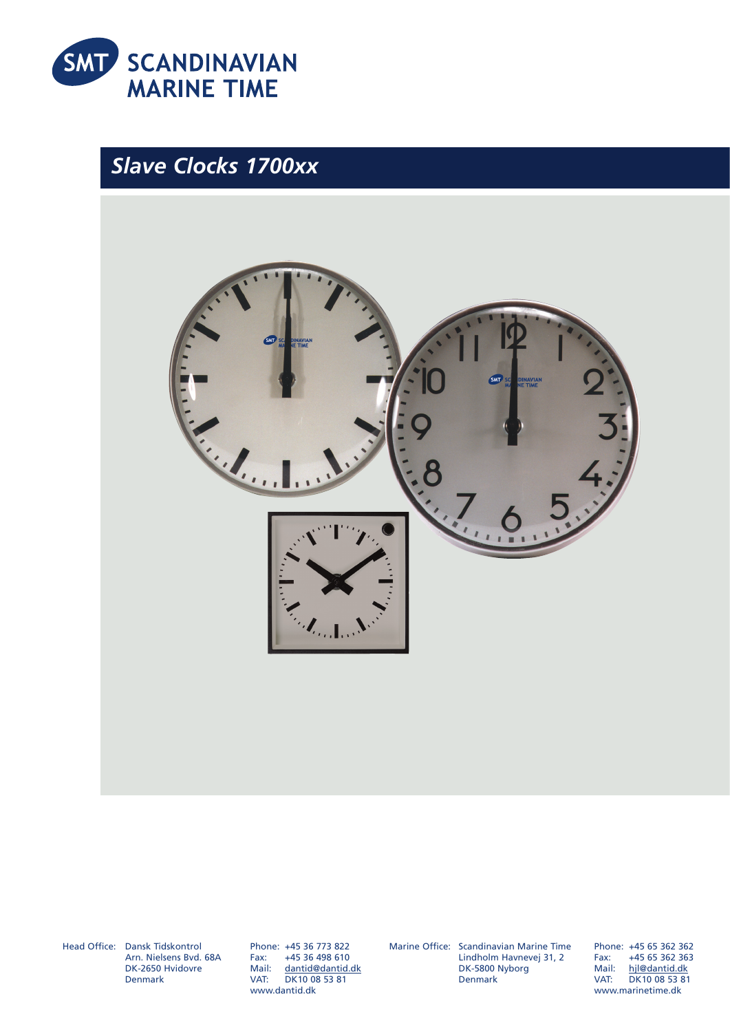SMT SCANDINAVIAN MARINE TIME

# *Slave Clocks 1700xx*

Head Office: Dansk Tidskontrol
Arn. Nielsens Bvd. 68A
DK-2650 Hvidovre
Denmark

Phone: +45 36 773 822
Fax: +45 36 498 610
Mail: dantid@dantid.dk
VAT: DK10 08 53 81
www.dantid.dk

Marine Office: Scandinavian Marine Time
Lindholm Havnevej 31, 2
DK-5800 Nyborg
Denmark

Phone: +45 65 362 362
Fax: +45 65 362 363
Mail: hjl@dantid.dk
VAT: DK10 08 53 81
www.marinetime.dk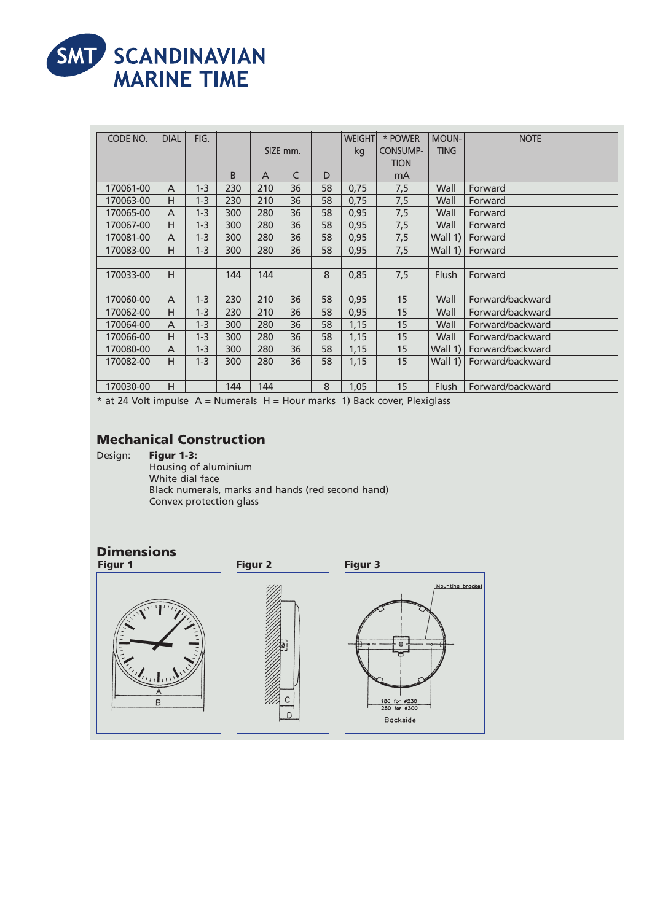| CODE NO. | DIAL | FIG. | SIZE mm. B | A | C | D | WEIGHT kg | * POWER CONSUMPTION mA | MOUNTING | NOTE |
|---|---|---|---|---|---|---|---|---|---|---|
| 170061-00 | A | 1-3 | 230 | 210 | 36 | 58 | 0,75 | 7,5 | Wall | Forward |
| 170063-00 | H | 1-3 | 230 | 210 | 36 | 58 | 0,75 | 7,5 | Wall | Forward |
| 170065-00 | A | 1-3 | 300 | 280 | 36 | 58 | 0,95 | 7,5 | Wall | Forward |
| 170067-00 | H | 1-3 | 300 | 280 | 36 | 58 | 0,95 | 7,5 | Wall | Forward |
| 170081-00 | A | 1-3 | 300 | 280 | 36 | 58 | 0,95 | 7,5 | Wall 1) | Forward |
| 170083-00 | H | 1-3 | 300 | 280 | 36 | 58 | 0,95 | 7,5 | Wall 1) | Forward |
| | | | | | | | | | | |
| 170033-00 | H | | 144 | 144 | | 8 | 0,85 | 7,5 | Flush | Forward |
| | | | | | | | | | | |
| 170060-00 | A | 1-3 | 230 | 210 | 36 | 58 | 0,95 | 15 | Wall | Forward/backward |
| 170062-00 | H | 1-3 | 230 | 210 | 36 | 58 | 0,95 | 15 | Wall | Forward/backward |
| 170064-00 | A | 1-3 | 300 | 280 | 36 | 58 | 1,15 | 15 | Wall | Forward/backward |
| 170066-00 | H | 1-3 | 300 | 280 | 36 | 58 | 1,15 | 15 | Wall | Forward/backward |
| 170080-00 | A | 1-3 | 300 | 280 | 36 | 58 | 1,15 | 15 | Wall 1) | Forward/backward |
| 170082-00 | H | 1-3 | 300 | 280 | 36 | 58 | 1,15 | 15 | Wall 1) | Forward/backward |
| | | | | | | | | | | |
| 170030-00 | H | | 144 | 144 | | 8 | 1,05 | 15 | Flush | Forward/backward |

* at 24 Volt impulse A = Numerals H = Hour marks 1) Back cover, Plexiglass

## Mechanical Construction

Design: **Figur 1-3:**
Housing of aluminium
White dial face
Black numerals, marks and hands (red second hand)
Convex protection glass

## Dimensions

**Figur 1**

A
B

**Figur 2**

C
D

**Figur 3**

Mounting bracket
180 for ø230
250 for ø300
Backside